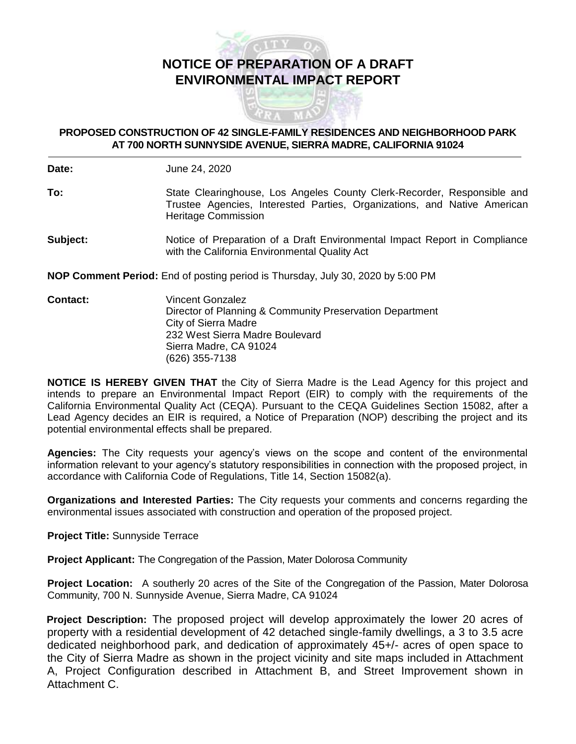# NOTICE OF PREPARATION OF A DRAFT ENVIRONMENTAL IMPACT REPORT

## PROPOSED CONSTRUCTION OF 42 SINGLE-FAMILY RESIDENCES AND NEIGHBORHOOD PARK AT 700 NORTH SUNNYSIDE AVENUE, SIERRA MADRE, CALIFORNIA 91024

**Date:** June 24, 2020

**To:** State Clearinghouse, Los Angeles County Clerk-Recorder, Responsible and Trustee Agencies, Interested Parties, Organizations, and Native American Heritage Commission

**Subject:** Notice of Preparation of a Draft Environmental Impact Report in Compliance with the California Environmental Quality Act

**NOP Comment Period:** End of posting period is Thursday, July 30, 2020 by 5:00 PM

**Contact:** Vincent Gonzalez
Director of Planning & Community Preservation Department
City of Sierra Madre
232 West Sierra Madre Boulevard
Sierra Madre, CA 91024
(626) 355-7138

**NOTICE IS HEREBY GIVEN THAT** the City of Sierra Madre is the Lead Agency for this project and intends to prepare an Environmental Impact Report (EIR) to comply with the requirements of the California Environmental Quality Act (CEQA). Pursuant to the CEQA Guidelines Section 15082, after a Lead Agency decides an EIR is required, a Notice of Preparation (NOP) describing the project and its potential environmental effects shall be prepared.

**Agencies:** The City requests your agency's views on the scope and content of the environmental information relevant to your agency's statutory responsibilities in connection with the proposed project, in accordance with California Code of Regulations, Title 14, Section 15082(a).

**Organizations and Interested Parties:** The City requests your comments and concerns regarding the environmental issues associated with construction and operation of the proposed project.

**Project Title:** Sunnyside Terrace

**Project Applicant:** The Congregation of the Passion, Mater Dolorosa Community

**Project Location:** A southerly 20 acres of the Site of the Congregation of the Passion, Mater Dolorosa Community, 700 N. Sunnyside Avenue, Sierra Madre, CA 91024

**Project Description:** The proposed project will develop approximately the lower 20 acres of property with a residential development of 42 detached single-family dwellings, a 3 to 3.5 acre dedicated neighborhood park, and dedication of approximately 45+/- acres of open space to the City of Sierra Madre as shown in the project vicinity and site maps included in Attachment A, Project Configuration described in Attachment B, and Street Improvement shown in Attachment C.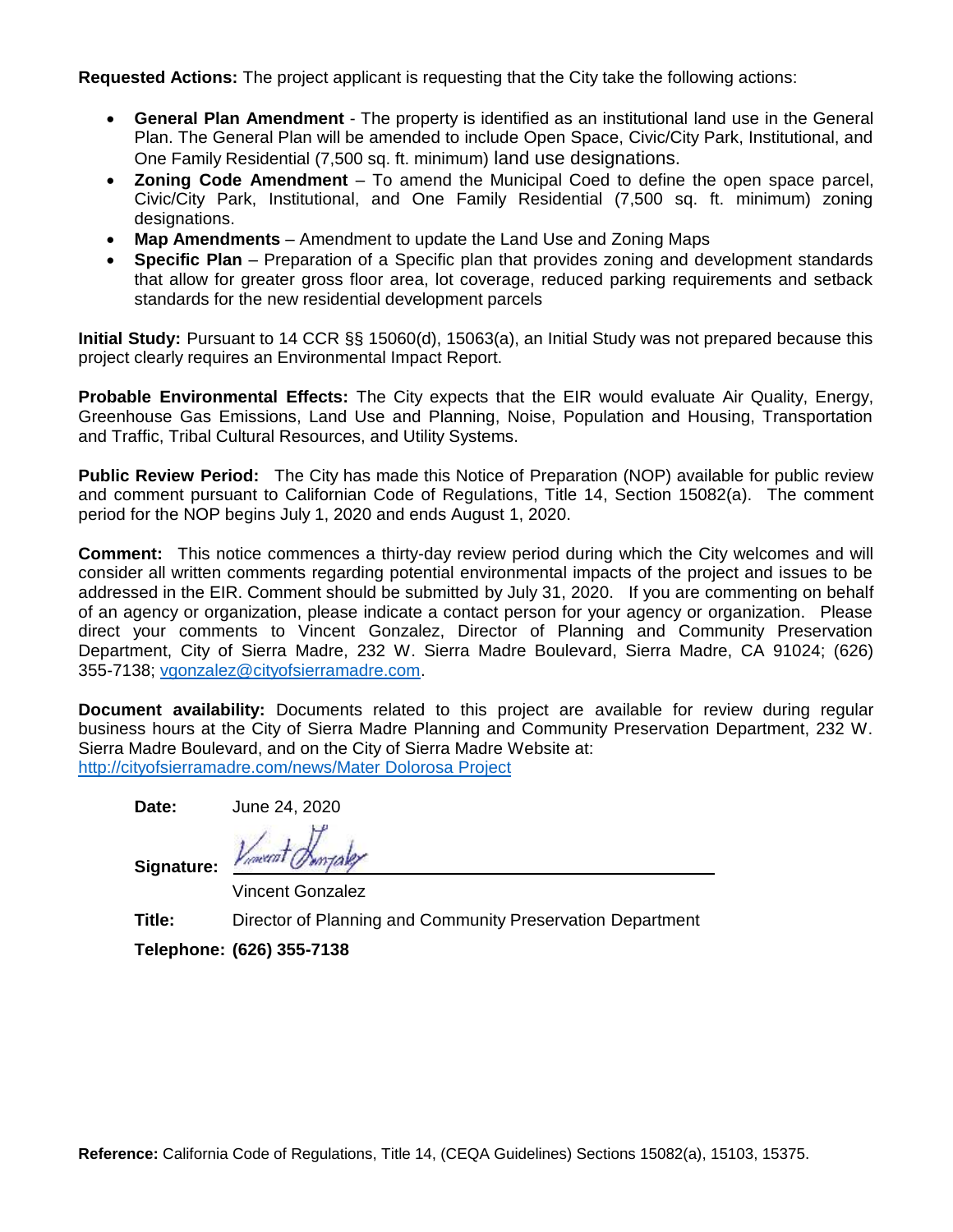**Requested Actions:** The project applicant is requesting that the City take the following actions:

- **General Plan Amendment** - The property is identified as an institutional land use in the General Plan. The General Plan will be amended to include Open Space, Civic/City Park, Institutional, and One Family Residential (7,500 sq. ft. minimum) land use designations.
- **Zoning Code Amendment** – To amend the Municipal Coed to define the open space parcel, Civic/City Park, Institutional, and One Family Residential (7,500 sq. ft. minimum) zoning designations.
- **Map Amendments** – Amendment to update the Land Use and Zoning Maps
- **Specific Plan** – Preparation of a Specific plan that provides zoning and development standards that allow for greater gross floor area, lot coverage, reduced parking requirements and setback standards for the new residential development parcels

**Initial Study:** Pursuant to 14 CCR §§ 15060(d), 15063(a), an Initial Study was not prepared because this project clearly requires an Environmental Impact Report.

**Probable Environmental Effects:** The City expects that the EIR would evaluate Air Quality, Energy, Greenhouse Gas Emissions, Land Use and Planning, Noise, Population and Housing, Transportation and Traffic, Tribal Cultural Resources, and Utility Systems.

**Public Review Period:** The City has made this Notice of Preparation (NOP) available for public review and comment pursuant to Californian Code of Regulations, Title 14, Section 15082(a). The comment period for the NOP begins July 1, 2020 and ends August 1, 2020.

**Comment:** This notice commences a thirty-day review period during which the City welcomes and will consider all written comments regarding potential environmental impacts of the project and issues to be addressed in the EIR. Comment should be submitted by July 31, 2020. If you are commenting on behalf of an agency or organization, please indicate a contact person for your agency or organization. Please direct your comments to Vincent Gonzalez, Director of Planning and Community Preservation Department, City of Sierra Madre, 232 W. Sierra Madre Boulevard, Sierra Madre, CA 91024; (626) 355-7138; vgonzalez@cityofsierramadre.com.

**Document availability:** Documents related to this project are available for review during regular business hours at the City of Sierra Madre Planning and Community Preservation Department, 232 W. Sierra Madre Boulevard, and on the City of Sierra Madre Website at:
http://cityofsierramadre.com/news/Mater Dolorosa Project

**Date:** June 24, 2020

**Signature:** Vincent Gonzalez

Vincent Gonzalez

**Title:** Director of Planning and Community Preservation Department

**Telephone:** **(626) 355-7138**

**Reference:** California Code of Regulations, Title 14, (CEQA Guidelines) Sections 15082(a), 15103, 15375.